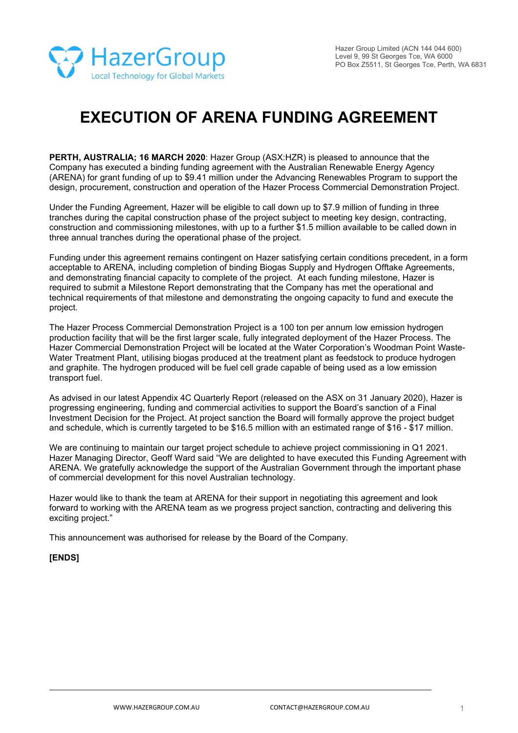HazerGroup
Local Technology for Global Markets

Hazer Group Limited (ACN 144 044 600)
Level 9, 99 St Georges Tce, WA 6000
PO Box Z5511, St Georges Tce, Perth, WA 6831

# EXECUTION OF ARENA FUNDING AGREEMENT

**PERTH, AUSTRALIA; 16 MARCH 2020**: Hazer Group (ASX:HZR) is pleased to announce that the Company has executed a binding funding agreement with the Australian Renewable Energy Agency (ARENA) for grant funding of up to $9.41 million under the Advancing Renewables Program to support the design, procurement, construction and operation of the Hazer Process Commercial Demonstration Project.

Under the Funding Agreement, Hazer will be eligible to call down up to $7.9 million of funding in three tranches during the capital construction phase of the project subject to meeting key design, contracting, construction and commissioning milestones, with up to a further $1.5 million available to be called down in three annual tranches during the operational phase of the project.

Funding under this agreement remains contingent on Hazer satisfying certain conditions precedent, in a form acceptable to ARENA, including completion of binding Biogas Supply and Hydrogen Offtake Agreements, and demonstrating financial capacity to complete of the project. At each funding milestone, Hazer is required to submit a Milestone Report demonstrating that the Company has met the operational and technical requirements of that milestone and demonstrating the ongoing capacity to fund and execute the project.

The Hazer Process Commercial Demonstration Project is a 100 ton per annum low emission hydrogen production facility that will be the first larger scale, fully integrated deployment of the Hazer Process. The Hazer Commercial Demonstration Project will be located at the Water Corporation's Woodman Point Waste-Water Treatment Plant, utilising biogas produced at the treatment plant as feedstock to produce hydrogen and graphite. The hydrogen produced will be fuel cell grade capable of being used as a low emission transport fuel.

As advised in our latest Appendix 4C Quarterly Report (released on the ASX on 31 January 2020), Hazer is progressing engineering, funding and commercial activities to support the Board's sanction of a Final Investment Decision for the Project. At project sanction the Board will formally approve the project budget and schedule, which is currently targeted to be $16.5 million with an estimated range of $16 - $17 million.

We are continuing to maintain our target project schedule to achieve project commissioning in Q1 2021. Hazer Managing Director, Geoff Ward said "We are delighted to have executed this Funding Agreement with ARENA. We gratefully acknowledge the support of the Australian Government through the important phase of commercial development for this novel Australian technology.

Hazer would like to thank the team at ARENA for their support in negotiating this agreement and look forward to working with the ARENA team as we progress project sanction, contracting and delivering this exciting project."

This announcement was authorised for release by the Board of the Company.

**[ENDS]**

WWW.HAZERGROUP.COM.AU CONTACT@HAZERGROUP.COM.AU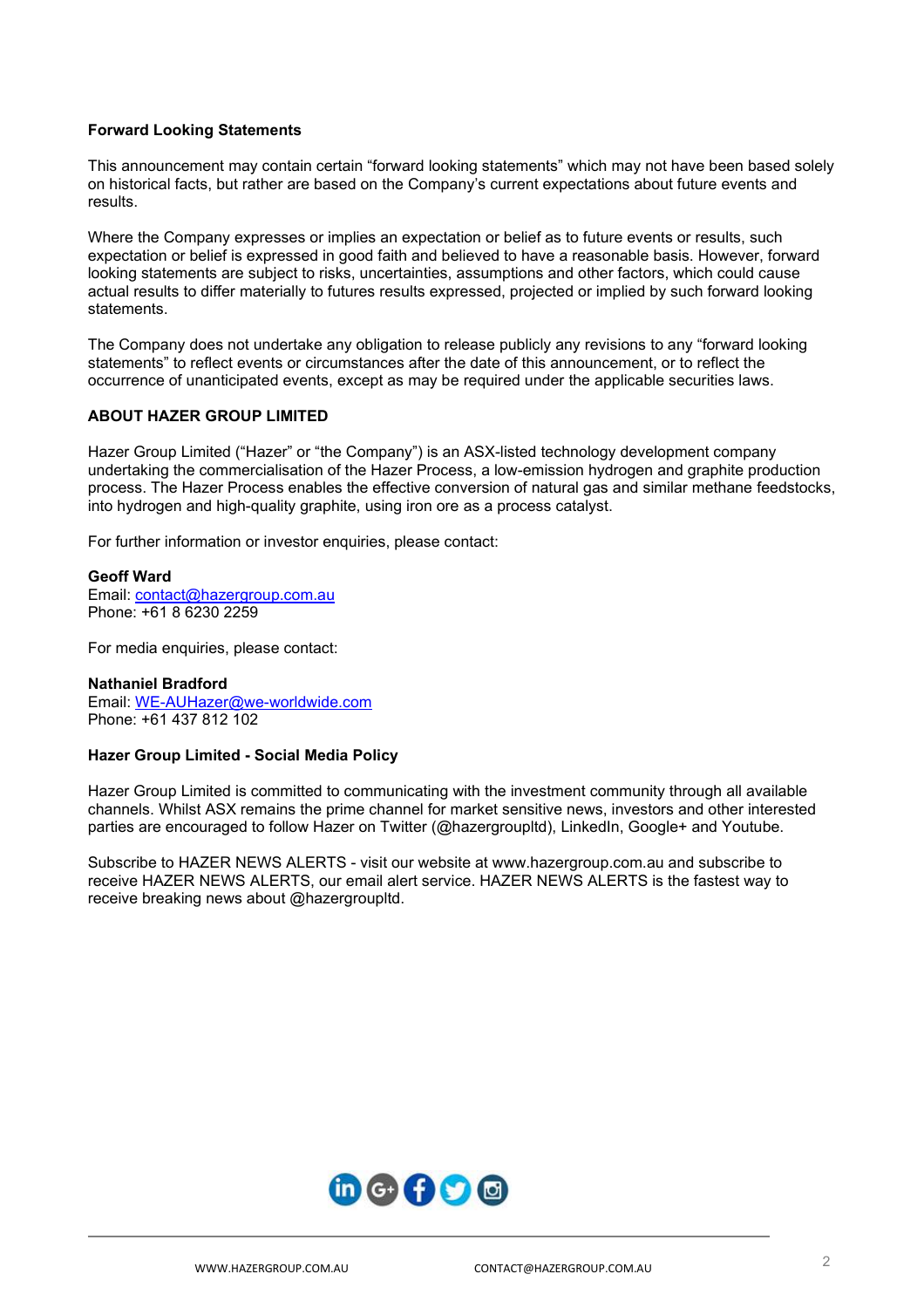**Forward Looking Statements**

This announcement may contain certain "forward looking statements" which may not have been based solely on historical facts, but rather are based on the Company's current expectations about future events and results.

Where the Company expresses or implies an expectation or belief as to future events or results, such expectation or belief is expressed in good faith and believed to have a reasonable basis. However, forward looking statements are subject to risks, uncertainties, assumptions and other factors, which could cause actual results to differ materially to futures results expressed, projected or implied by such forward looking statements.

The Company does not undertake any obligation to release publicly any revisions to any "forward looking statements" to reflect events or circumstances after the date of this announcement, or to reflect the occurrence of unanticipated events, except as may be required under the applicable securities laws.

**ABOUT HAZER GROUP LIMITED**

Hazer Group Limited ("Hazer" or "the Company") is an ASX-listed technology development company undertaking the commercialisation of the Hazer Process, a low-emission hydrogen and graphite production process. The Hazer Process enables the effective conversion of natural gas and similar methane feedstocks, into hydrogen and high-quality graphite, using iron ore as a process catalyst.

For further information or investor enquiries, please contact:

**Geoff Ward**
Email: contact@hazergroup.com.au
Phone: +61 8 6230 2259

For media enquiries, please contact:

**Nathaniel Bradford**
Email: WE-AUHazer@we-worldwide.com
Phone: +61 437 812 102

**Hazer Group Limited - Social Media Policy**

Hazer Group Limited is committed to communicating with the investment community through all available channels. Whilst ASX remains the prime channel for market sensitive news, investors and other interested parties are encouraged to follow Hazer on Twitter (@hazergroupltd), LinkedIn, Google+ and Youtube.

Subscribe to HAZER NEWS ALERTS - visit our website at www.hazergroup.com.au and subscribe to receive HAZER NEWS ALERTS, our email alert service. HAZER NEWS ALERTS is the fastest way to receive breaking news about @hazergroupltd.